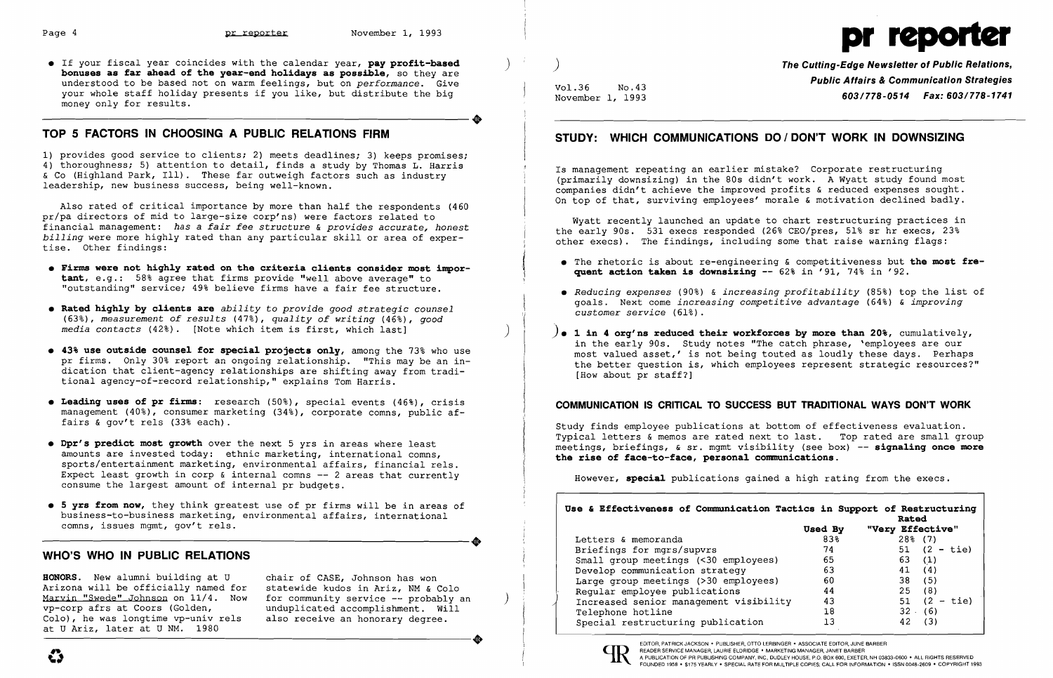- If your fiscal year coincides with the calendar year, **pay profit-based bonuses as far ahead of the year-end holidays as possible**, so they are understood to be based not on warm feelings, but on *performance*. Give your whole staff holiday presents if you like, but distribute the big money only for results.

## TOP 5 FACTORS IN CHOOSING A PUBLIC RELATIONS FIRM

1) provides good service to clients; 2) meets deadlines; 3) keeps promises; 4) thoroughness; 5) attention to detail, finds a study by Thomas L. Harris & Co (Highland Park, Ill). These far outweigh factors such as industry leadership, new business success, being well-known.

Also rated of critical importance by more than half the respondents (460 pr/pa directors of mid to large-size corp'ns) were factors related to financial management: *has a fair fee structure & provides accurate, honest billing* were more highly rated than any particular skill or area of expertise. Other findings:

- **Firms were not highly rated on the criteria clients consider most important**, e.g.: 58% agree that firms provide "well above average" to "outstanding" service; 49% believe firms have a fair fee structure.
- **Rated highly by clients are** *ability to provide good strategic counsel* (63%), *measurement of results* (47%), *quality of writing* (46%), *good media contacts* (42%). [Note which item is first, which last]
- **43% use outside counsel for special projects only**, among the 73% who use pr firms. Only 30% report an ongoing relationship. "This may be an indication that client-agency relationships are shifting away from traditional agency-of-record relationship," explains Tom Harris.
- **Leading uses of pr firms**: research (50%), special events (46%), crisis management (40%), consumer marketing (34%), corporate comns, public affairs & gov't rels (33% each).
- **Dpr's predict most growth** over the next 5 yrs in areas where least amounts are invested today: ethnic marketing, international comns, sports/entertainment marketing, environmental affairs, financial rels. Expect least growth in corp & internal comns -- 2 areas that currently consume the largest amount of internal pr budgets.
- **5 yrs from now**, they think greatest use of pr firms will be in areas of business-to-business marketing, environmental affairs, international comns, issues mgmt, gov't rels.

## WHO'S WHO IN PUBLIC RELATIONS

**HONORS.** New alumni building at U Arizona will be officially named for Marvin "Swede" Johnson on 11/4. Now vp-corp afrs at Coors (Golden, Colo), he was longtime vp-univ rels at U Ariz, later at U NM. 1980 chair of CASE, Johnson has won statewide kudos in Ariz, NM & Colo for community service -- probably an unduplicated accomplishment. Will also receive an honorary degree.

# pr reporter

**The Cutting-Edge Newsletter of Public Relations, Public Affairs & Communication Strategies**

Vol.36 No.43
November 1, 1993

**603/778-0514 Fax: 603/778-1741**

## STUDY: WHICH COMMUNICATIONS DO / DON'T WORK IN DOWNSIZING

Is management repeating an earlier mistake? Corporate restructuring (primarily downsizing) in the 80s didn't work. A Wyatt study found most companies didn't achieve the improved profits & reduced expenses sought. On top of that, surviving employees' morale & motivation declined badly.

Wyatt recently launched an update to chart restructuring practices in the early 90s. 531 execs responded (26% CEO/pres, 51% sr hr execs, 23% other execs). The findings, including some that raise warning flags:

- The rhetoric is about re-engineering & competitiveness but **the most frequent action taken is downsizing** -- 62% in '91, 74% in '92.
- *Reducing expenses* (90%) & *increasing profitability* (85%) top the list of goals. Next come *increasing competitive advantage* (64%) & *improving customer service* (61%).
- **1 in 4 org'ns reduced their workforces by more than 20%**, cumulatively, in the early 90s. Study notes "The catch phrase, 'employees are our most valued asset,' is not being touted as loudly these days. Perhaps the better question is, which employees represent strategic resources?" [How about pr staff?]

### COMMUNICATION IS CRITICAL TO SUCCESS BUT TRADITIONAL WAYS DON'T WORK

Study finds employee publications at bottom of effectiveness evaluation. Typical letters & memos are rated next to last. Top rated are small group meetings, briefings, & sr. mgmt visibility (see box) -- **signaling once more the rise of face-to-face, personal communications.**

However, **special** publications gained a high rating from the execs.

**Use & Effectiveness of Communication Tactics in Support of Restructuring**

| | Used By | Rated "Very Effective" |
|---|---|---|
| Letters & memoranda | 83% | 28% (7) |
| Briefings for mgrs/supvrs | 74 | 51 (2 - tie) |
| Small group meetings (<30 employees) | 65 | 63 (1) |
| Develop communication strategy | 63 | 41 (4) |
| Large group meetings (>30 employees) | 60 | 38 (5) |
| Regular employee publications | 44 | 25 (8) |
| Increased senior management visibility | 43 | 51 (2 - tie) |
| Telephone hotline | 18 | 32 (6) |
| Special restructuring publication | 13 | 42 (3) |

EDITOR, PATRICK JACKSON • PUBLISHER, OTTO LERBINGER • ASSOCIATE EDITOR, JUNE BARBER
READER SERVICE MANAGER, LAURIE ELDRIDGE • MARKETING MANAGER, JANET BARBER
A PUBLICATION OF PR PUBLISHING COMPANY, INC. DUDLEY HOUSE, P.O. BOX 600, EXETER, NH 03833-0600 • ALL RIGHTS RESERVED
FOUNDED 1958 • $175 YEARLY • SPECIAL RATE FOR MULTIPLE COPIES: CALL FOR INFORMATION • ISSN 0048-2609 • COPYRIGHT 1993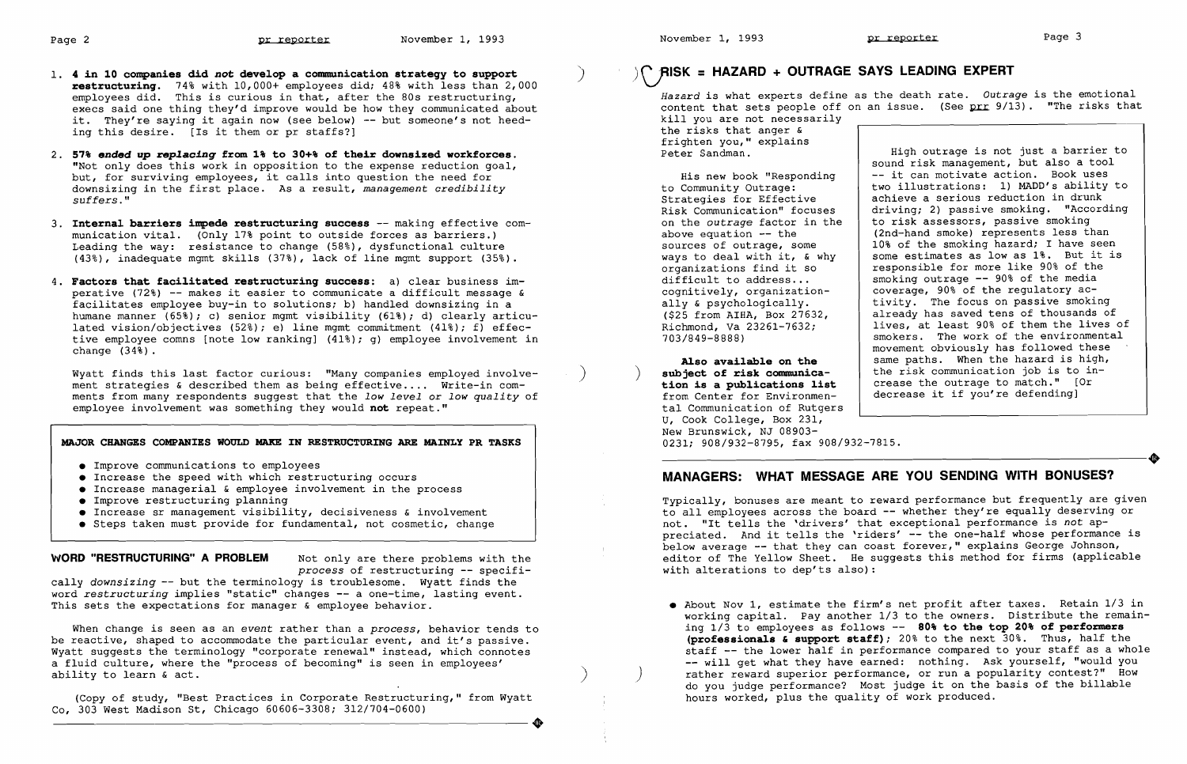1. **4 in 10 companies did *not* develop a communication strategy to support restructuring.** 74% with 10,000+ employees did; 48% with less than 2,000 employees did. This is curious in that, after the 80s restructuring, execs said one thing they'd improve would be how they communicated about it. They're saying it again now (see below) -- but someone's not heeding this desire. [Is it them or pr staffs?]

2. **57% *ended up replacing* from 1% to 30+% of their downsized workforces.** "Not only does this work in opposition to the expense reduction goal, but, for surviving employees, it calls into question the need for downsizing in the first place. As a result, *management credibility suffers.*"

3. **Internal barriers impede restructuring success** -- making effective communication vital. (Only 17% point to outside forces as barriers.) Leading the way: resistance to change (58%), dysfunctional culture (43%), inadequate mgmt skills (37%), lack of line mgmt support (35%).

4. **Factors that facilitated restructuring success:** a) clear business imperative (72%) -- makes it easier to communicate a difficult message & facilitates employee buy-in to solutions; b) handled downsizing in a humane manner (65%); c) senior mgmt visibility (61%); d) clearly articulated vision/objectives (52%); e) line mgmt commitment (41%); f) effective employee comns [note low ranking] (41%); g) employee involvement in change (34%).

   Wyatt finds this last factor curious: "Many companies employed involvement strategies & described them as being effective.... Write-in comments from many respondents suggest that the *low level or low quality* of employee involvement was something they would **not** repeat."

**MAJOR CHANGES COMPANIES WOULD MAKE IN RESTRUCTURING ARE MAINLY PR TASKS**

- Improve communications to employees
- Increase the speed with which restructuring occurs
- Increase managerial & employee involvement in the process
- Improve restructuring planning
- Increase sr management visibility, decisiveness & involvement
- Steps taken must provide for fundamental, not cosmetic, change

**WORD "RESTRUCTURING" A PROBLEM** Not only are there problems with the *process* of restructuring -- specifically *downsizing* -- but the terminology is troublesome. Wyatt finds the word *restructuring* implies "static" changes -- a one-time, lasting event. This sets the expectations for manager & employee behavior.

When change is seen as an *event* rather than a *process*, behavior tends to be reactive, shaped to accommodate the particular event, and it's passive. Wyatt suggests the terminology "corporate renewal" instead, which connotes a fluid culture, where the "process of becoming" is seen in employees' ability to learn & act.

(Copy of study, "Best Practices in Corporate Restructuring," from Wyatt Co, 303 West Madison St, Chicago 60606-3308; 312/704-0600)

## RISK = HAZARD + OUTRAGE SAYS LEADING EXPERT

*Hazard* is what experts define as the death rate. *Outrage* is the emotional content that sets people off on an issue. (See prr 9/13). "The risks that kill you are not necessarily the risks that anger & frighten you," explains Peter Sandman.

His new book "Responding to Community Outrage: Strategies for Effective Risk Communication" focuses on the *outrage* factor in the above equation -- the sources of outrage, some ways to deal with it, & why organizations find it so difficult to address... cognitively, organizationally & psychologically. ($25 from AIHA, Box 27632, Richmond, Va 23261-7632; 703/849-8888)

**Also available on the subject of risk communication is a publications list** from Center for Environmental Communication of Rutgers U, Cook College, Box 231, New Brunswick, NJ 08903-0231; 908/932-8795, fax 908/932-7815.

> High outrage is not just a barrier to sound risk management, but also a tool -- it can motivate action. Book uses two illustrations: 1) MADD's ability to achieve a serious reduction in drunk driving; 2) passive smoking. "According to risk assessors, passive smoking (2nd-hand smoke) represents less than 10% of the smoking hazard; I have seen some estimates as low as 1%. But it is responsible for more like 90% of the smoking outrage -- 90% of the media coverage, 90% of the regulatory activity. The focus on passive smoking already has saved tens of thousands of lives, at least 90% of them the lives of smokers. The work of the environmental movement obviously has followed these same paths. When the hazard is high, the risk communication job is to increase the outrage to match." [Or decrease it if you're defending]

## MANAGERS: WHAT MESSAGE ARE YOU SENDING WITH BONUSES?

Typically, bonuses are meant to reward performance but frequently are given to all employees across the board -- whether they're equally deserving or not. "It tells the 'drivers' that exceptional performance is *not* appreciated. And it tells the 'riders' -- the one-half whose performance is below average -- that they can coast forever," explains George Johnson, editor of The Yellow Sheet. He suggests this method for firms (applicable with alterations to dep'ts also):

- About Nov 1, estimate the firm's net profit after taxes. Retain 1/3 in working capital. Pay another 1/3 to the owners. Distribute the remaining 1/3 to employees as follows -- **80% to the top 20% of performers (professionals & support staff)**; 20% to the next 30%. Thus, half the staff -- the lower half in performance compared to your staff as a whole -- will get what they have earned: nothing. Ask yourself, "would you rather reward superior performance, or run a popularity contest?" How do you judge performance? Most judge it on the basis of the billable hours worked, plus the quality of work produced.